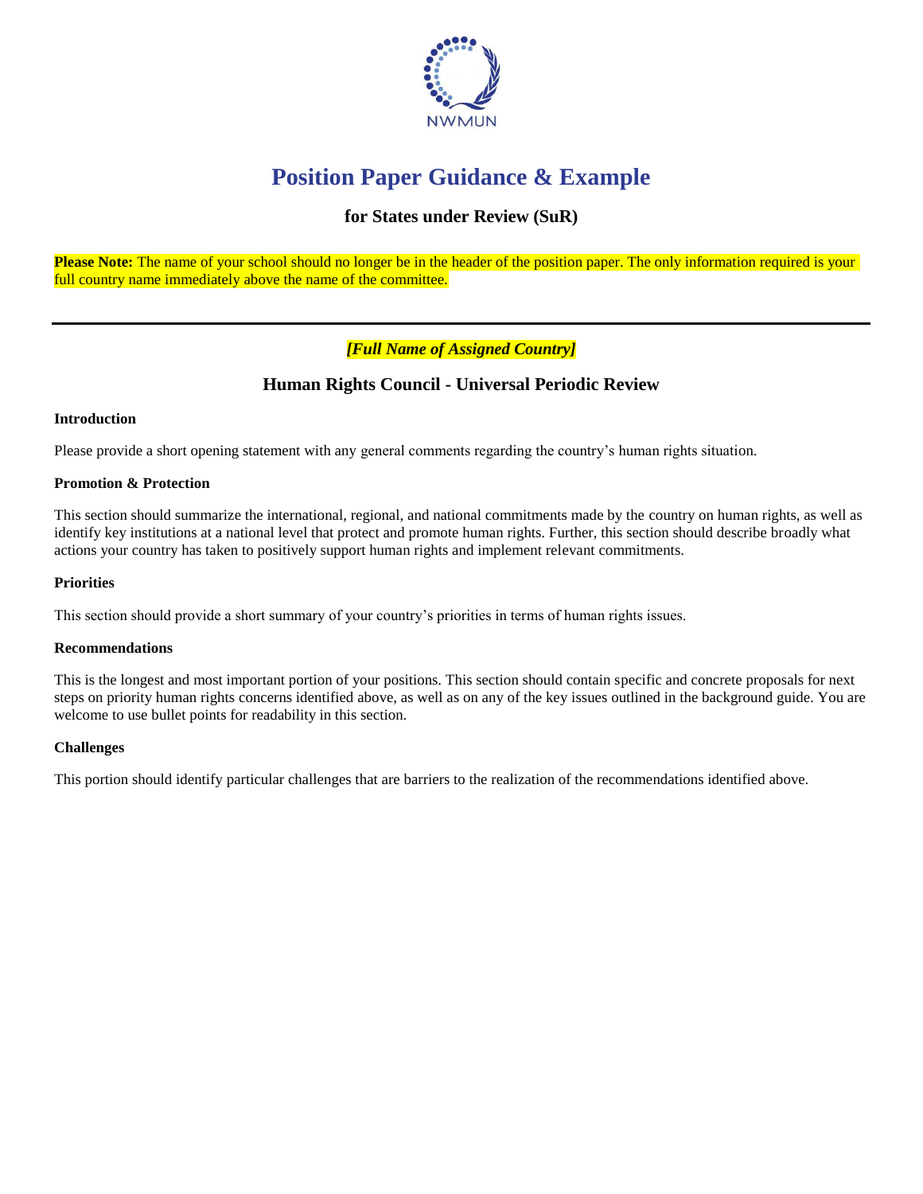NWMUN

# Position Paper Guidance & Example

## for States under Review (SuR)

**Please Note:** The name of your school should no longer be in the header of the position paper. The only information required is your full country name immediately above the name of the committee.

---

***[Full Name of Assigned Country]***

### Human Rights Council - Universal Periodic Review

**Introduction**

Please provide a short opening statement with any general comments regarding the country's human rights situation.

**Promotion & Protection**

This section should summarize the international, regional, and national commitments made by the country on human rights, as well as identify key institutions at a national level that protect and promote human rights. Further, this section should describe broadly what actions your country has taken to positively support human rights and implement relevant commitments.

**Priorities**

This section should provide a short summary of your country's priorities in terms of human rights issues.

**Recommendations**

This is the longest and most important portion of your positions. This section should contain specific and concrete proposals for next steps on priority human rights concerns identified above, as well as on any of the key issues outlined in the background guide. You are welcome to use bullet points for readability in this section.

**Challenges**

This portion should identify particular challenges that are barriers to the realization of the recommendations identified above.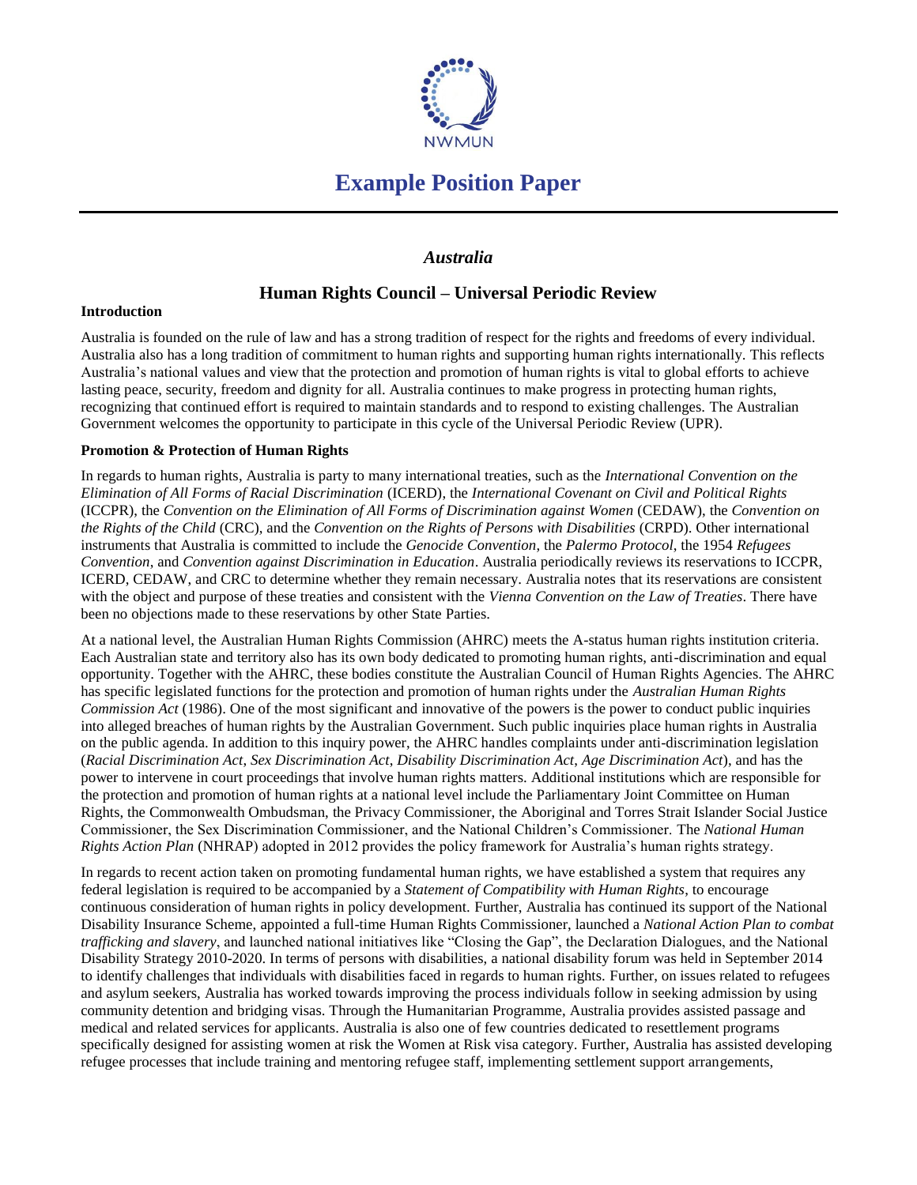# Example Position Paper

## *Australia*

### Human Rights Council – Universal Periodic Review

**Introduction**

Australia is founded on the rule of law and has a strong tradition of respect for the rights and freedoms of every individual. Australia also has a long tradition of commitment to human rights and supporting human rights internationally. This reflects Australia's national values and view that the protection and promotion of human rights is vital to global efforts to achieve lasting peace, security, freedom and dignity for all. Australia continues to make progress in protecting human rights, recognizing that continued effort is required to maintain standards and to respond to existing challenges. The Australian Government welcomes the opportunity to participate in this cycle of the Universal Periodic Review (UPR).

**Promotion & Protection of Human Rights**

In regards to human rights, Australia is party to many international treaties, such as the *International Convention on the Elimination of All Forms of Racial Discrimination* (ICERD), the *International Covenant on Civil and Political Rights* (ICCPR), the *Convention on the Elimination of All Forms of Discrimination against Women* (CEDAW), the *Convention on the Rights of the Child* (CRC), and the *Convention on the Rights of Persons with Disabilities* (CRPD). Other international instruments that Australia is committed to include the *Genocide Convention*, the *Palermo Protocol*, the 1954 *Refugees Convention*, and *Convention against Discrimination in Education*. Australia periodically reviews its reservations to ICCPR, ICERD, CEDAW, and CRC to determine whether they remain necessary. Australia notes that its reservations are consistent with the object and purpose of these treaties and consistent with the *Vienna Convention on the Law of Treaties*. There have been no objections made to these reservations by other State Parties.

At a national level, the Australian Human Rights Commission (AHRC) meets the A-status human rights institution criteria. Each Australian state and territory also has its own body dedicated to promoting human rights, anti-discrimination and equal opportunity. Together with the AHRC, these bodies constitute the Australian Council of Human Rights Agencies. The AHRC has specific legislated functions for the protection and promotion of human rights under the *Australian Human Rights Commission Act* (1986). One of the most significant and innovative of the powers is the power to conduct public inquiries into alleged breaches of human rights by the Australian Government. Such public inquiries place human rights in Australia on the public agenda. In addition to this inquiry power, the AHRC handles complaints under anti-discrimination legislation (*Racial Discrimination Act*, *Sex Discrimination Act*, *Disability Discrimination Act*, *Age Discrimination Act*), and has the power to intervene in court proceedings that involve human rights matters. Additional institutions which are responsible for the protection and promotion of human rights at a national level include the Parliamentary Joint Committee on Human Rights, the Commonwealth Ombudsman, the Privacy Commissioner, the Aboriginal and Torres Strait Islander Social Justice Commissioner, the Sex Discrimination Commissioner, and the National Children's Commissioner. The *National Human Rights Action Plan* (NHRAP) adopted in 2012 provides the policy framework for Australia's human rights strategy.

In regards to recent action taken on promoting fundamental human rights, we have established a system that requires any federal legislation is required to be accompanied by a *Statement of Compatibility with Human Rights*, to encourage continuous consideration of human rights in policy development. Further, Australia has continued its support of the National Disability Insurance Scheme, appointed a full-time Human Rights Commissioner, launched a *National Action Plan to combat trafficking and slavery*, and launched national initiatives like "Closing the Gap", the Declaration Dialogues, and the National Disability Strategy 2010-2020. In terms of persons with disabilities, a national disability forum was held in September 2014 to identify challenges that individuals with disabilities faced in regards to human rights. Further, on issues related to refugees and asylum seekers, Australia has worked towards improving the process individuals follow in seeking admission by using community detention and bridging visas. Through the Humanitarian Programme, Australia provides assisted passage and medical and related services for applicants. Australia is also one of few countries dedicated to resettlement programs specifically designed for assisting women at risk the Women at Risk visa category. Further, Australia has assisted developing refugee processes that include training and mentoring refugee staff, implementing settlement support arrangements,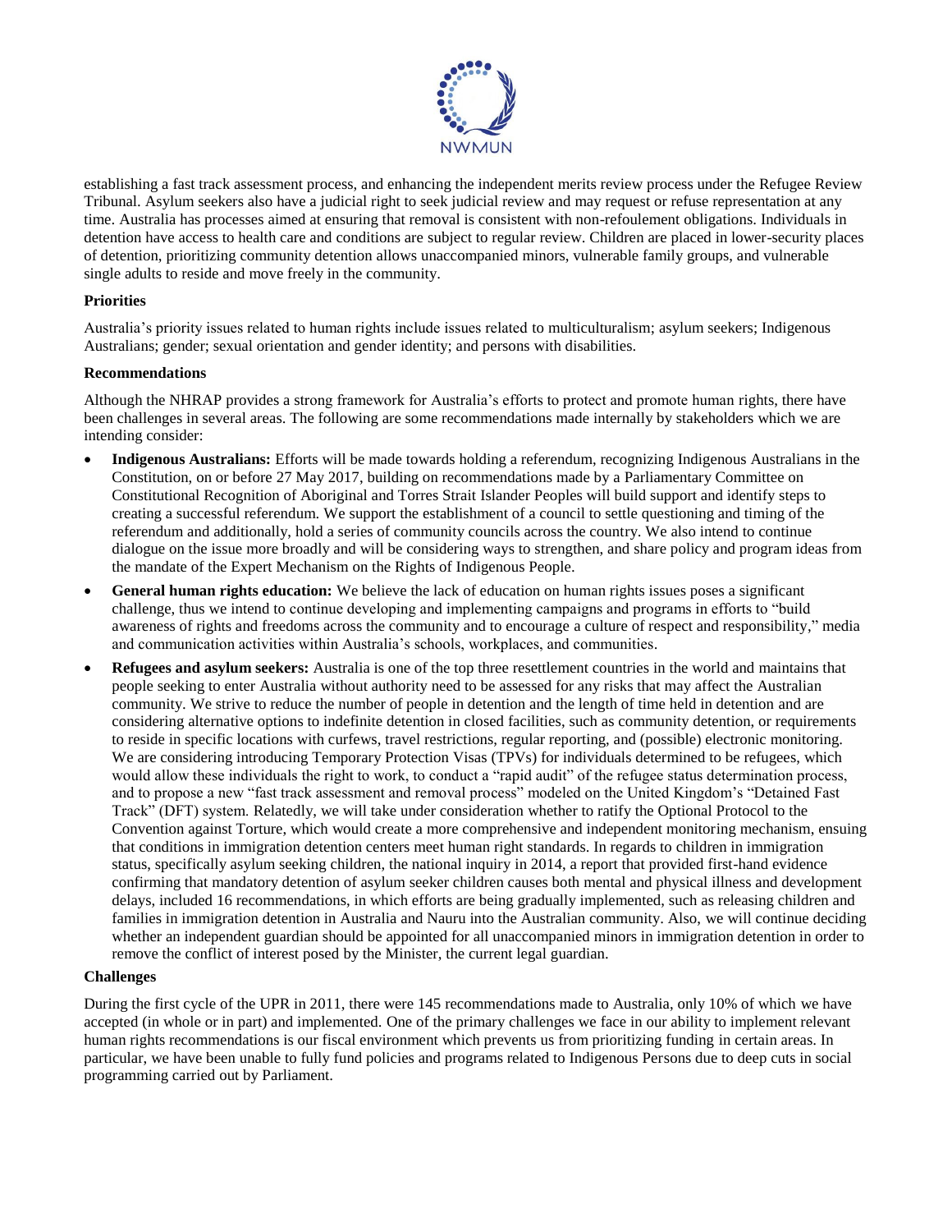establishing a fast track assessment process, and enhancing the independent merits review process under the Refugee Review Tribunal. Asylum seekers also have a judicial right to seek judicial review and may request or refuse representation at any time. Australia has processes aimed at ensuring that removal is consistent with non-refoulement obligations. Individuals in detention have access to health care and conditions are subject to regular review. Children are placed in lower-security places of detention, prioritizing community detention allows unaccompanied minors, vulnerable family groups, and vulnerable single adults to reside and move freely in the community.

**Priorities**

Australia's priority issues related to human rights include issues related to multiculturalism; asylum seekers; Indigenous Australians; gender; sexual orientation and gender identity; and persons with disabilities.

**Recommendations**

Although the NHRAP provides a strong framework for Australia's efforts to protect and promote human rights, there have been challenges in several areas. The following are some recommendations made internally by stakeholders which we are intending consider:

- **Indigenous Australians:** Efforts will be made towards holding a referendum, recognizing Indigenous Australians in the Constitution, on or before 27 May 2017, building on recommendations made by a Parliamentary Committee on Constitutional Recognition of Aboriginal and Torres Strait Islander Peoples will build support and identify steps to creating a successful referendum. We support the establishment of a council to settle questioning and timing of the referendum and additionally, hold a series of community councils across the country. We also intend to continue dialogue on the issue more broadly and will be considering ways to strengthen, and share policy and program ideas from the mandate of the Expert Mechanism on the Rights of Indigenous People.
- **General human rights education:** We believe the lack of education on human rights issues poses a significant challenge, thus we intend to continue developing and implementing campaigns and programs in efforts to "build awareness of rights and freedoms across the community and to encourage a culture of respect and responsibility," media and communication activities within Australia's schools, workplaces, and communities.
- **Refugees and asylum seekers:** Australia is one of the top three resettlement countries in the world and maintains that people seeking to enter Australia without authority need to be assessed for any risks that may affect the Australian community. We strive to reduce the number of people in detention and the length of time held in detention and are considering alternative options to indefinite detention in closed facilities, such as community detention, or requirements to reside in specific locations with curfews, travel restrictions, regular reporting, and (possible) electronic monitoring. We are considering introducing Temporary Protection Visas (TPVs) for individuals determined to be refugees, which would allow these individuals the right to work, to conduct a "rapid audit" of the refugee status determination process, and to propose a new "fast track assessment and removal process" modeled on the United Kingdom's "Detained Fast Track" (DFT) system. Relatedly, we will take under consideration whether to ratify the Optional Protocol to the Convention against Torture, which would create a more comprehensive and independent monitoring mechanism, ensuing that conditions in immigration detention centers meet human right standards. In regards to children in immigration status, specifically asylum seeking children, the national inquiry in 2014, a report that provided first-hand evidence confirming that mandatory detention of asylum seeker children causes both mental and physical illness and development delays, included 16 recommendations, in which efforts are being gradually implemented, such as releasing children and families in immigration detention in Australia and Nauru into the Australian community. Also, we will continue deciding whether an independent guardian should be appointed for all unaccompanied minors in immigration detention in order to remove the conflict of interest posed by the Minister, the current legal guardian.

**Challenges**

During the first cycle of the UPR in 2011, there were 145 recommendations made to Australia, only 10% of which we have accepted (in whole or in part) and implemented. One of the primary challenges we face in our ability to implement relevant human rights recommendations is our fiscal environment which prevents us from prioritizing funding in certain areas. In particular, we have been unable to fully fund policies and programs related to Indigenous Persons due to deep cuts in social programming carried out by Parliament.